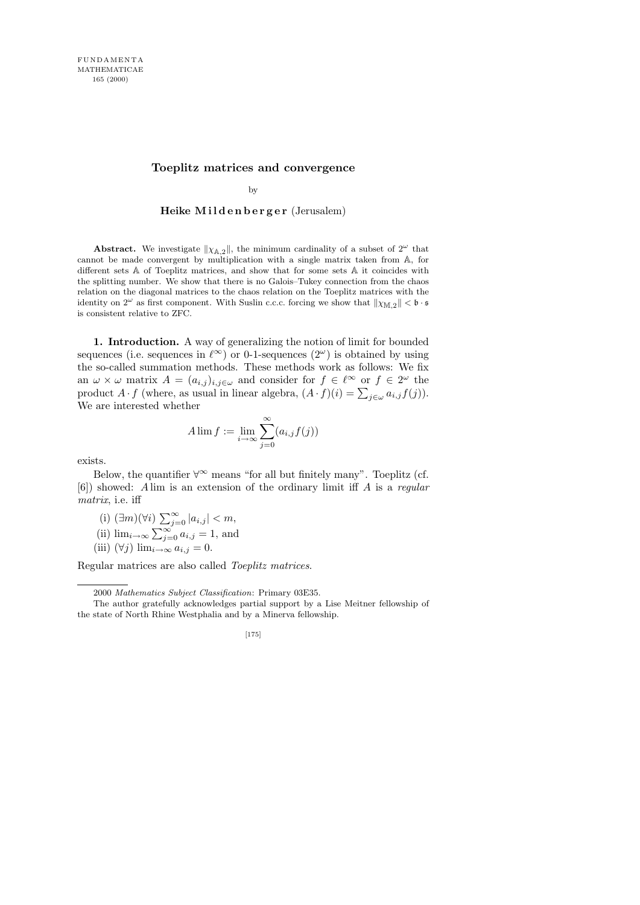# Toeplitz matrices and convergence

by

**Heike Mildenberger** (Jerusalem)

**Abstract.** We investigate $\|\chi_{\mathbb{A},2}\|$, the minimum cardinality of a subset of $2^\omega$ that cannot be made convergent by multiplication with a single matrix taken from $\mathbb{A}$, for different sets $\mathbb{A}$ of Toeplitz matrices, and show that for some sets $\mathbb{A}$ it coincides with the splitting number. We show that there is no Galois–Tukey connection from the chaos relation on the diagonal matrices to the chaos relation on the Toeplitz matrices with the identity on $2^\omega$ as first component. With Suslin c.c.c. forcing we show that $\|\chi_{\mathbb{M},2}\| < \mathfrak{b} \cdot \mathfrak{s}$ is consistent relative to ZFC.

**1. Introduction.** A way of generalizing the notion of limit for bounded sequences (i.e. sequences in $\ell^\infty$) or 0-1-sequences ($2^\omega$) is obtained by using the so-called summation methods. These methods work as follows: We fix an $\omega \times \omega$ matrix $A = (a_{i,j})_{i,j\in\omega}$ and consider for $f \in \ell^\infty$ or $f \in 2^\omega$ the product $A \cdot f$ (where, as usual in linear algebra, $(A \cdot f)(i) = \sum_{j\in\omega} a_{i,j} f(j)$). We are interested whether

$$A \lim f := \lim_{i\to\infty} \sum_{j=0}^{\infty} (a_{i,j} f(j))$$

exists.

Below, the quantifier $\forall^\infty$ means "for all but finitely many". Toeplitz (cf. [6]) showed: $A\lim$ is an extension of the ordinary limit iff $A$ is a *regular matrix*, i.e. iff

(i) $(\exists m)(\forall i)\ \sum_{j=0}^{\infty} |a_{i,j}| < m$,

(ii) $\lim_{i\to\infty} \sum_{j=0}^{\infty} a_{i,j} = 1$, and

(iii) $(\forall j)\ \lim_{i\to\infty} a_{i,j} = 0$.

Regular matrices are also called *Toeplitz matrices*.

---

2000 *Mathematics Subject Classification*: Primary 03E35.

The author gratefully acknowledges partial support by a Lise Meitner fellowship of the state of North Rhine Westphalia and by a Minerva fellowship.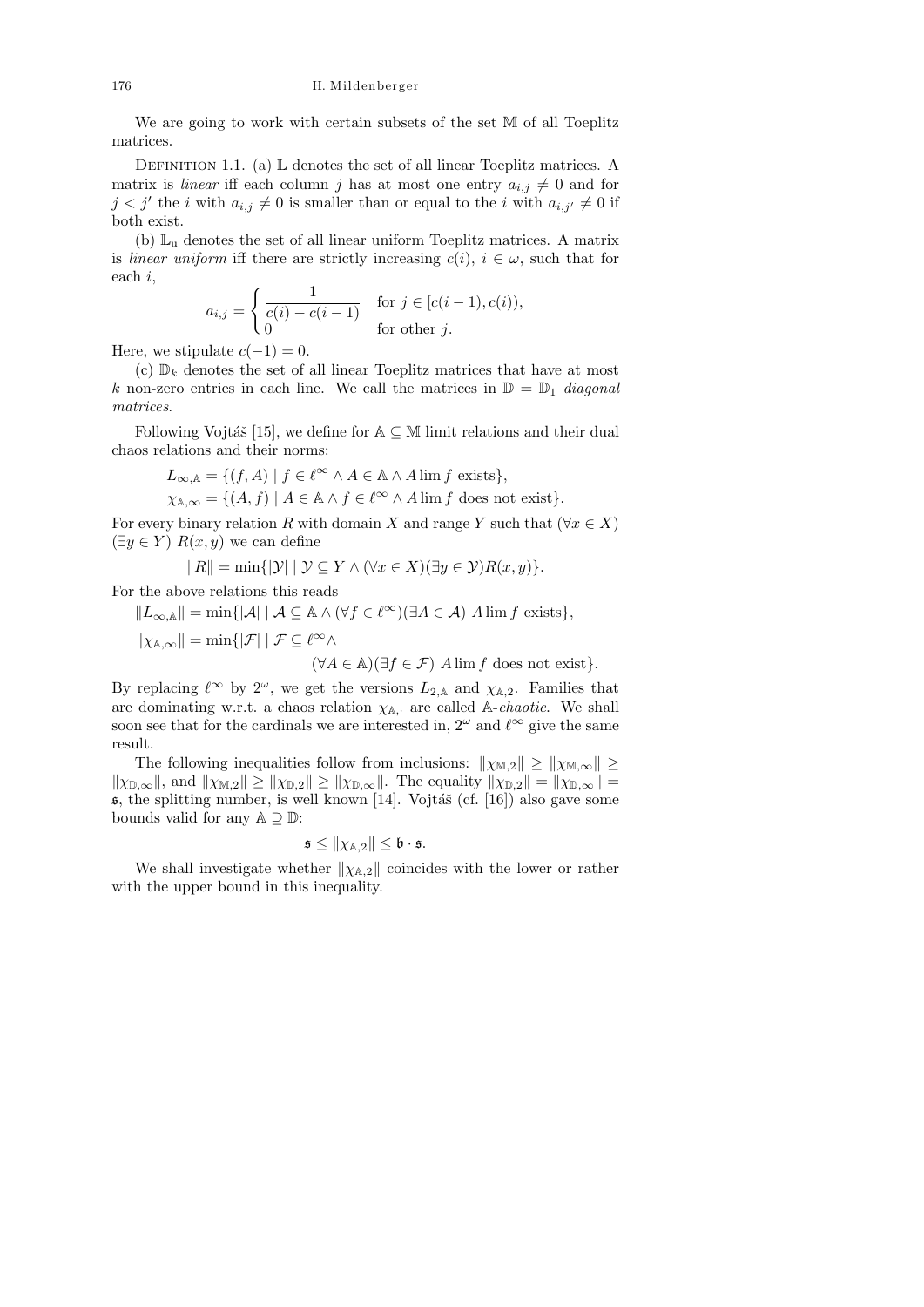We are going to work with certain subsets of the set $\mathbb{M}$ of all Toeplitz matrices.

Definition 1.1. (a) $\mathbb{L}$ denotes the set of all linear Toeplitz matrices. A matrix is *linear* iff each column $j$ has at most one entry $a_{i,j} \neq 0$ and for $j < j'$ the $i$ with $a_{i,j} \neq 0$ is smaller than or equal to the $i$ with $a_{i,j'} \neq 0$ if both exist.

(b) $\mathbb{L}_{\rm u}$ denotes the set of all linear uniform Toeplitz matrices. A matrix is *linear uniform* iff there are strictly increasing $c(i)$, $i \in \omega$, such that for each $i$,

$$a_{i,j} = \begin{cases} \dfrac{1}{c(i) - c(i-1)} & \text{for } j \in [c(i-1), c(i)), \\ 0 & \text{for other } j. \end{cases}$$

Here, we stipulate $c(-1) = 0$.

(c) $\mathbb{D}_k$ denotes the set of all linear Toeplitz matrices that have at most $k$ non-zero entries in each line. We call the matrices in $\mathbb{D} = \mathbb{D}_1$ *diagonal matrices*.

Following Vojtáš [15], we define for $\mathbb{A} \subseteq \mathbb{M}$ limit relations and their dual chaos relations and their norms:

$$L_{\infty,\mathbb{A}} = \{(f, A) \mid f \in \ell^\infty \wedge A \in \mathbb{A} \wedge A \lim f \text{ exists}\},$$
$$\chi_{\mathbb{A},\infty} = \{(A, f) \mid A \in \mathbb{A} \wedge f \in \ell^\infty \wedge A \lim f \text{ does not exist}\}.$$

For every binary relation $R$ with domain $X$ and range $Y$ such that $(\forall x \in X)$ $(\exists y \in Y)$ $R(x, y)$ we can define

$$\|R\| = \min\{|\mathcal{Y}| \mid \mathcal{Y} \subseteq Y \wedge (\forall x \in X)(\exists y \in \mathcal{Y}) R(x, y)\}.$$

For the above relations this reads

$$\|L_{\infty,\mathbb{A}}\| = \min\{|\mathcal{A}| \mid \mathcal{A} \subseteq \mathbb{A} \wedge (\forall f \in \ell^\infty)(\exists A \in \mathcal{A}) \ A \lim f \text{ exists}\},$$

$$\|\chi_{\mathbb{A},\infty}\| = \min\{|\mathcal{F}| \mid \mathcal{F} \subseteq \ell^\infty \wedge (\forall A \in \mathbb{A})(\exists f \in \mathcal{F}) \ A \lim f \text{ does not exist}\}.$$

By replacing $\ell^\infty$ by $2^\omega$, we get the versions $L_{2,\mathbb{A}}$ and $\chi_{\mathbb{A},2}$. Families that are dominating w.r.t. a chaos relation $\chi_{\mathbb{A},\cdot}$ are called $\mathbb{A}$-*chaotic*. We shall soon see that for the cardinals we are interested in, $2^\omega$ and $\ell^\infty$ give the same result.

The following inequalities follow from inclusions: $\|\chi_{\mathbb{M},2}\| \geq \|\chi_{\mathbb{M},\infty}\| \geq \|\chi_{\mathbb{D},\infty}\|$, and $\|\chi_{\mathbb{M},2}\| \geq \|\chi_{\mathbb{D},2}\| \geq \|\chi_{\mathbb{D},\infty}\|$. The equality $\|\chi_{\mathbb{D},2}\| = \|\chi_{\mathbb{D},\infty}\| = \mathfrak{s}$, the splitting number, is well known [14]. Vojtáš (cf. [16]) also gave some bounds valid for any $\mathbb{A} \supseteq \mathbb{D}$:

$$\mathfrak{s} \leq \|\chi_{\mathbb{A},2}\| \leq \mathfrak{b} \cdot \mathfrak{s}.$$

We shall investigate whether $\|\chi_{\mathbb{A},2}\|$ coincides with the lower or rather with the upper bound in this inequality.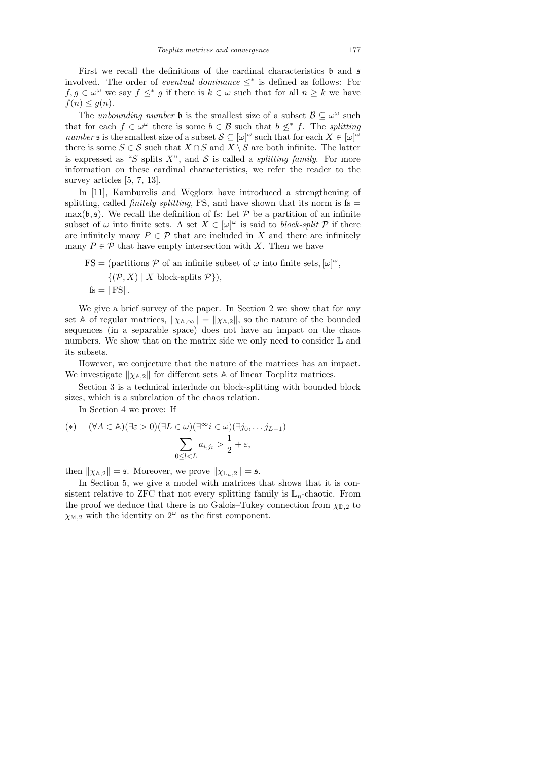First we recall the definitions of the cardinal characteristics $\mathfrak{b}$ and $\mathfrak{s}$ involved. The order of *eventual dominance* $\leq^*$ is defined as follows: For $f, g \in \omega^\omega$ we say $f \leq^* g$ if there is $k \in \omega$ such that for all $n \geq k$ we have $f(n) \leq g(n)$.

The *unbounding number* $\mathfrak{b}$ is the smallest size of a subset $\mathcal{B} \subseteq \omega^\omega$ such that for each $f \in \omega^\omega$ there is some $b \in \mathcal{B}$ such that $b \not\leq^* f$. The *splitting number* $\mathfrak{s}$ is the smallest size of a subset $\mathcal{S} \subseteq [\omega]^\omega$ such that for each $X \in [\omega]^\omega$ there is some $S \in \mathcal{S}$ such that $X \cap S$ and $X \setminus S$ are both infinite. The latter is expressed as "$S$ splits $X$", and $\mathcal{S}$ is called a *splitting family*. For more information on these cardinal characteristics, we refer the reader to the survey articles [5, 7, 13].

In [11], Kamburelis and Węglorz have introduced a strengthening of splitting, called *finitely splitting*, FS, and have shown that its norm is $\mathrm{fs} = \max(\mathfrak{b}, \mathfrak{s})$. We recall the definition of fs: Let $\mathcal{P}$ be a partition of an infinite subset of $\omega$ into finite sets. A set $X \in [\omega]^\omega$ is said to *block-split* $\mathcal{P}$ if there are infinitely many $P \in \mathcal{P}$ that are included in $X$ and there are infinitely many $P \in \mathcal{P}$ that have empty intersection with $X$. Then we have

$$\begin{aligned}
\mathrm{FS} = {} & (\text{partitions } \mathcal{P} \text{ of an infinite subset of } \omega \text{ into finite sets}, [\omega]^\omega, \\
& \{(\mathcal{P}, X) \mid X \text{ block-splits } \mathcal{P}\}), \\
\mathrm{fs} = {} & \|\mathrm{FS}\|.
\end{aligned}$$

We give a brief survey of the paper. In Section 2 we show that for any set $\mathbb{A}$ of regular matrices, $\|\chi_{\mathbb{A},\infty}\| = \|\chi_{\mathbb{A},2}\|$, so the nature of the bounded sequences (in a separable space) does not have an impact on the chaos numbers. We show that on the matrix side we only need to consider $\mathbb{L}$ and its subsets.

However, we conjecture that the nature of the matrices has an impact. We investigate $\|\chi_{\mathbb{A},2}\|$ for different sets $\mathbb{A}$ of linear Toeplitz matrices.

Section 3 is a technical interlude on block-splitting with bounded block sizes, which is a subrelation of the chaos relation.

In Section 4 we prove: If

$$(*) \quad (\forall A \in \mathbb{A})(\exists \varepsilon > 0)(\exists L \in \omega)(\exists^\infty i \in \omega)(\exists j_0, \ldots j_{L-1}) \sum_{0 \leq l < L} a_{i,j_l} > \frac{1}{2} + \varepsilon,$$

then $\|\chi_{\mathbb{A},2}\| = \mathfrak{s}$. Moreover, we prove $\|\chi_{\mathbb{L}_u,2}\| = \mathfrak{s}$.

In Section 5, we give a model with matrices that shows that it is consistent relative to ZFC that not every splitting family is $\mathbb{L}_u$-chaotic. From the proof we deduce that there is no Galois–Tukey connection from $\chi_{\mathbb{D},2}$ to $\chi_{\mathbb{M},2}$ with the identity on $2^\omega$ as the first component.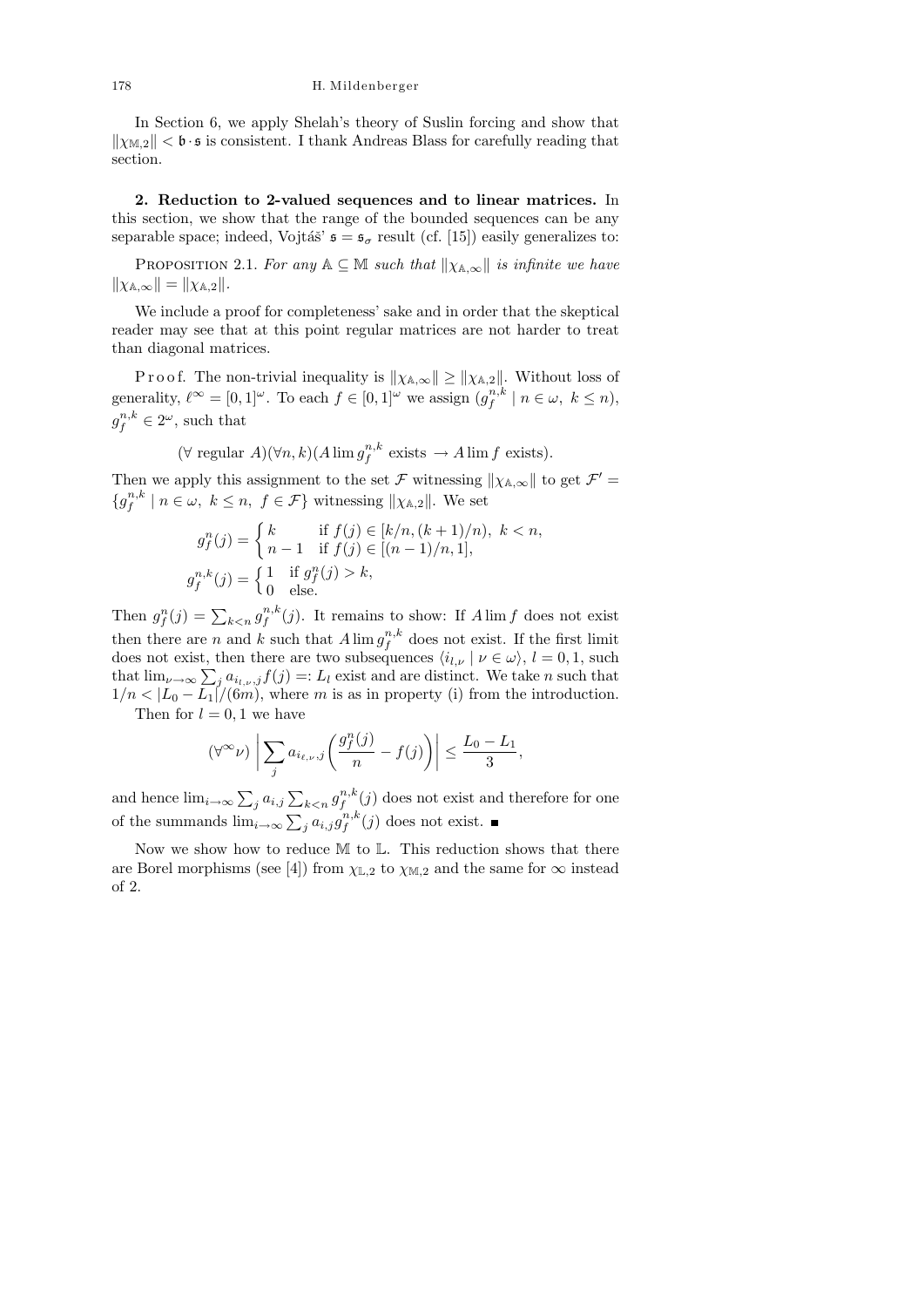In Section 6, we apply Shelah's theory of Suslin forcing and show that $\|\chi_{\mathbb{M},2}\| < \mathfrak{b}\cdot\mathfrak{s}$ is consistent. I thank Andreas Blass for carefully reading that section.

**2. Reduction to 2-valued sequences and to linear matrices.** In this section, we show that the range of the bounded sequences can be any separable space; indeed, Vojtáš' $\mathfrak{s} = \mathfrak{s}_\sigma$ result (cf. [15]) easily generalizes to:

PROPOSITION 2.1. *For any* $\mathbb{A} \subseteq \mathbb{M}$ *such that* $\|\chi_{\mathbb{A},\infty}\|$ *is infinite we have* $\|\chi_{\mathbb{A},\infty}\| = \|\chi_{\mathbb{A},2}\|$.

We include a proof for completeness' sake and in order that the skeptical reader may see that at this point regular matrices are not harder to treat than diagonal matrices.

Proof. The non-trivial inequality is $\|\chi_{\mathbb{A},\infty}\| \geq \|\chi_{\mathbb{A},2}\|$. Without loss of generality, $\ell^\infty = [0,1]^\omega$. To each $f \in [0,1]^\omega$ we assign $(g_f^{n,k} \mid n \in \omega,\ k \leq n)$, $g_f^{n,k} \in 2^\omega$, such that

$$(\forall \text{ regular } A)(\forall n,k)(A\lim g_f^{n,k} \text{ exists } \rightarrow A\lim f \text{ exists}).$$

Then we apply this assignment to the set $\mathcal{F}$ witnessing $\|\chi_{\mathbb{A},\infty}\|$ to get $\mathcal{F}' = \{g_f^{n,k} \mid n \in \omega,\ k \leq n,\ f \in \mathcal{F}\}$ witnessing $\|\chi_{\mathbb{A},2}\|$. We set

$$g_f^n(j) = \begin{cases} k & \text{if } f(j) \in [k/n, (k+1)/n),\ k < n, \\ n-1 & \text{if } f(j) \in [(n-1)/n, 1], \end{cases}$$

$$g_f^{n,k}(j) = \begin{cases} 1 & \text{if } g_f^n(j) > k, \\ 0 & \text{else.} \end{cases}$$

Then $g_f^n(j) = \sum_{k<n} g_f^{n,k}(j)$. It remains to show: If $A\lim f$ does not exist then there are $n$ and $k$ such that $A\lim g_f^{n,k}$ does not exist. If the first limit does not exist, then there are two subsequences $\langle i_{l,\nu} \mid \nu \in \omega\rangle$, $l = 0,1$, such that $\lim_{\nu\to\infty} \sum_j a_{i_{l,\nu},j} f(j) =: L_l$ exist and are distinct. We take $n$ such that $1/n < |L_0 - L_1|/(6m)$, where $m$ is as in property (i) from the introduction.

Then for $l = 0,1$ we have

$$(\forall^\infty \nu) \left| \sum_j a_{i_{\ell,\nu},j} \left( \frac{g_f^n(j)}{n} - f(j) \right) \right| \leq \frac{L_0 - L_1}{3},$$

and hence $\lim_{i\to\infty} \sum_j a_{i,j} \sum_{k<n} g_f^{n,k}(j)$ does not exist and therefore for one of the summands $\lim_{i\to\infty} \sum_j a_{i,j} g_f^{n,k}(j)$ does not exist. ■

Now we show how to reduce $\mathbb{M}$ to $\mathbb{L}$. This reduction shows that there are Borel morphisms (see [4]) from $\chi_{\mathbb{L},2}$ to $\chi_{\mathbb{M},2}$ and the same for $\infty$ instead of 2.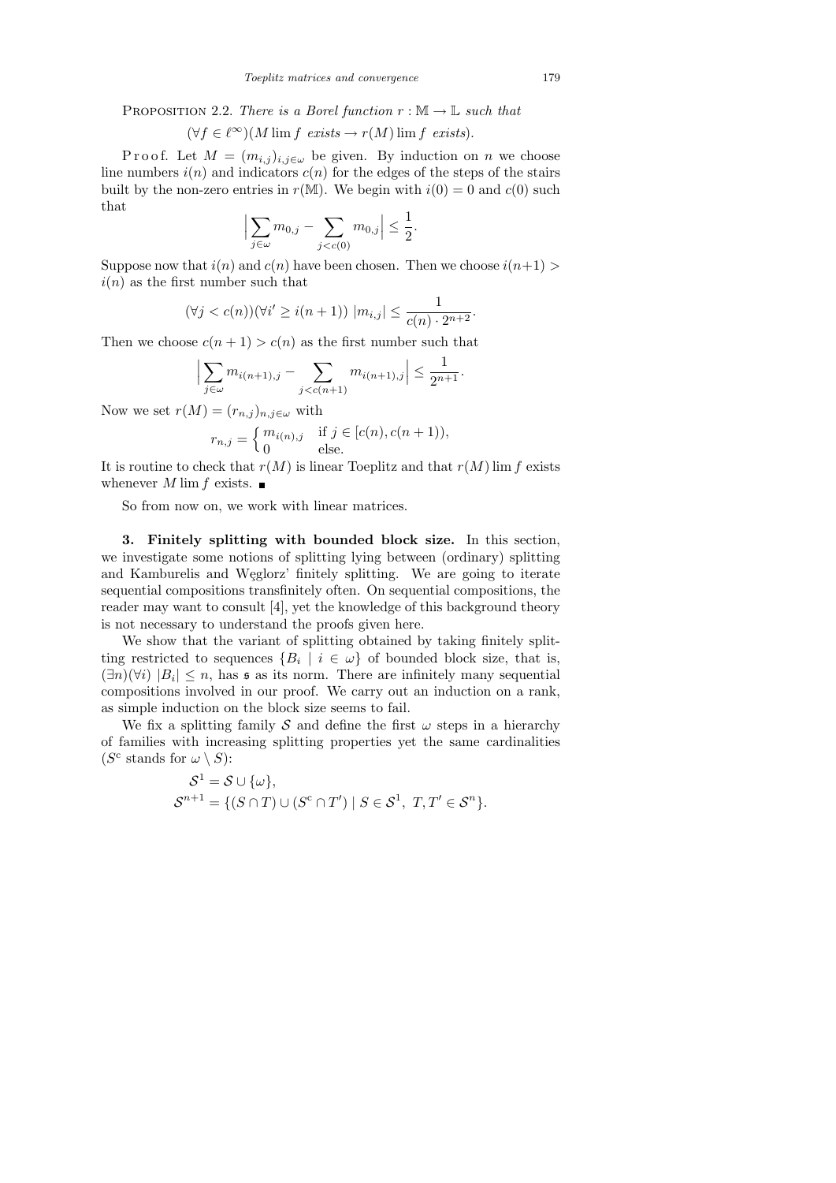Proposition 2.2. *There is a Borel function $r : \mathbb{M} \to \mathbb{L}$ such that*

$$(\forall f \in \ell^\infty)(M \lim f \text{ exists} \to r(M) \lim f \text{ exists}).$$

Proof. Let $M = (m_{i,j})_{i,j\in\omega}$ be given. By induction on $n$ we choose line numbers $i(n)$ and indicators $c(n)$ for the edges of the steps of the stairs built by the non-zero entries in $r(\mathbb{M})$. We begin with $i(0) = 0$ and $c(0)$ such that

$$\Big|\sum_{j\in\omega} m_{0,j} - \sum_{j<c(0)} m_{0,j}\Big| \le \frac{1}{2}.$$

Suppose now that $i(n)$ and $c(n)$ have been chosen. Then we choose $i(n+1) > i(n)$ as the first number such that

$$(\forall j < c(n))(\forall i' \ge i(n+1))\ |m_{i,j}| \le \frac{1}{c(n)\cdot 2^{n+2}}.$$

Then we choose $c(n+1) > c(n)$ as the first number such that

$$\Big|\sum_{j\in\omega} m_{i(n+1),j} - \sum_{j<c(n+1)} m_{i(n+1),j}\Big| \le \frac{1}{2^{n+1}}.$$

Now we set $r(M) = (r_{n,j})_{n,j\in\omega}$ with

$$r_{n,j} = \begin{cases} m_{i(n),j} & \text{if } j \in [c(n), c(n+1)),\\ 0 & \text{else.}\end{cases}$$

It is routine to check that $r(M)$ is linear Toeplitz and that $r(M) \lim f$ exists whenever $M \lim f$ exists. ∎

So from now on, we work with linear matrices.

## 3. Finitely splitting with bounded block size.

In this section, we investigate some notions of splitting lying between (ordinary) splitting and Kamburelis and Węglorz' finitely splitting. We are going to iterate sequential compositions transfinitely often. On sequential compositions, the reader may want to consult [4], yet the knowledge of this background theory is not necessary to understand the proofs given here.

We show that the variant of splitting obtained by taking finitely splitting restricted to sequences $\{B_i \mid i \in \omega\}$ of bounded block size, that is, $(\exists n)(\forall i)\ |B_i| \le n$, has $\mathfrak{s}$ as its norm. There are infinitely many sequential compositions involved in our proof. We carry out an induction on a rank, as simple induction on the block size seems to fail.

We fix a splitting family $\mathcal{S}$ and define the first $\omega$ steps in a hierarchy of families with increasing splitting properties yet the same cardinalities ($S^{\rm c}$ stands for $\omega \setminus S$):

$$\mathcal{S}^1 = \mathcal{S} \cup \{\omega\},$$
$$\mathcal{S}^{n+1} = \{(S \cap T) \cup (S^{\rm c} \cap T') \mid S \in \mathcal{S}^1,\ T, T' \in \mathcal{S}^n\}.$$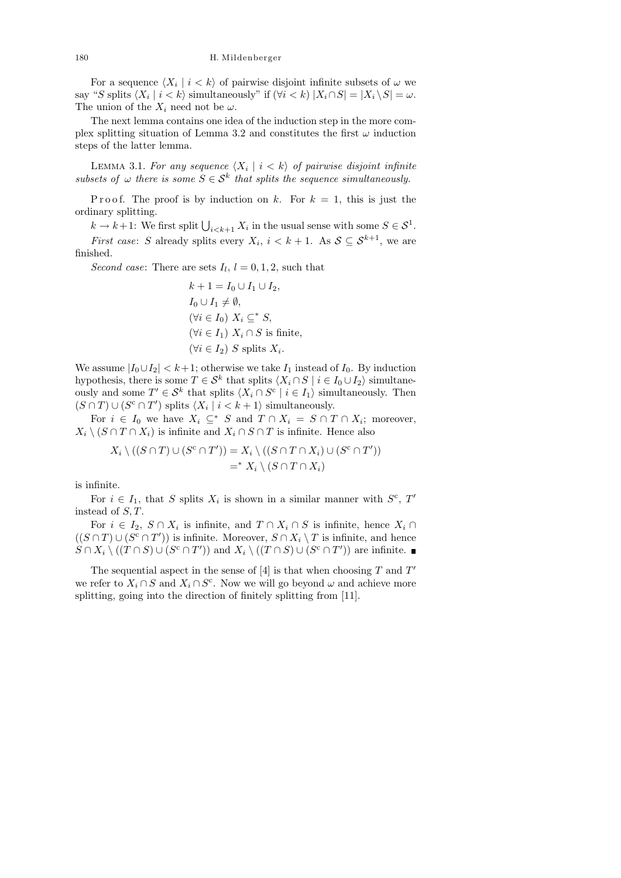For a sequence $\langle X_i \mid i < k\rangle$ of pairwise disjoint infinite subsets of $\omega$ we say "$S$ splits $\langle X_i \mid i < k\rangle$ simultaneously" if $(\forall i < k)\ |X_i \cap S| = |X_i \setminus S| = \omega$. The union of the $X_i$ need not be $\omega$.

The next lemma contains one idea of the induction step in the more complex splitting situation of Lemma 3.2 and constitutes the first $\omega$ induction steps of the latter lemma.

Lemma 3.1. *For any sequence $\langle X_i \mid i < k\rangle$ of pairwise disjoint infinite subsets of $\omega$ there is some $S \in \mathcal{S}^k$ that splits the sequence simultaneously.*

Proof. The proof is by induction on $k$. For $k = 1$, this is just the ordinary splitting.

$k \to k+1$: We first split $\bigcup_{i<k+1} X_i$ in the usual sense with some $S \in \mathcal{S}^1$.

*First case*: $S$ already splits every $X_i$, $i < k+1$. As $\mathcal{S} \subseteq \mathcal{S}^{k+1}$, we are finished.

*Second case*: There are sets $I_l$, $l = 0, 1, 2$, such that

$$
\begin{aligned}
&k+1 = I_0 \cup I_1 \cup I_2,\\
&I_0 \cup I_1 \neq \emptyset,\\
&(\forall i \in I_0)\ X_i \subseteq^* S,\\
&(\forall i \in I_1)\ X_i \cap S \text{ is finite},\\
&(\forall i \in I_2)\ S \text{ splits } X_i.
\end{aligned}
$$

We assume $|I_0 \cup I_2| < k+1$; otherwise we take $I_1$ instead of $I_0$. By induction hypothesis, there is some $T \in \mathcal{S}^k$ that splits $\langle X_i \cap S \mid i \in I_0 \cup I_2\rangle$ simultaneously and some $T' \in \mathcal{S}^k$ that splits $\langle X_i \cap S^c \mid i \in I_1\rangle$ simultaneously. Then $(S \cap T) \cup (S^c \cap T')$ splits $\langle X_i \mid i < k+1\rangle$ simultaneously.

For $i \in I_0$ we have $X_i \subseteq^* S$ and $T \cap X_i = S \cap T \cap X_i$; moreover, $X_i \setminus (S \cap T \cap X_i)$ is infinite and $X_i \cap S \cap T$ is infinite. Hence also

$$
\begin{aligned}
X_i \setminus ((S \cap T) \cup (S^c \cap T')) &= X_i \setminus ((S \cap T \cap X_i) \cup (S^c \cap T'))\\
&=^* X_i \setminus (S \cap T \cap X_i)
\end{aligned}
$$

is infinite.

For $i \in I_1$, that $S$ splits $X_i$ is shown in a similar manner with $S^c$, $T'$ instead of $S, T$.

For $i \in I_2$, $S \cap X_i$ is infinite, and $T \cap X_i \cap S$ is infinite, hence $X_i \cap ((S \cap T) \cup (S^c \cap T'))$ is infinite. Moreover, $S \cap X_i \setminus T$ is infinite, and hence $S \cap X_i \setminus ((T \cap S) \cup (S^c \cap T'))$ and $X_i \setminus ((T \cap S) \cup (S^c \cap T'))$ are infinite. ∎

The sequential aspect in the sense of [4] is that when choosing $T$ and $T'$ we refer to $X_i \cap S$ and $X_i \cap S^c$. Now we will go beyond $\omega$ and achieve more splitting, going into the direction of finitely splitting from [11].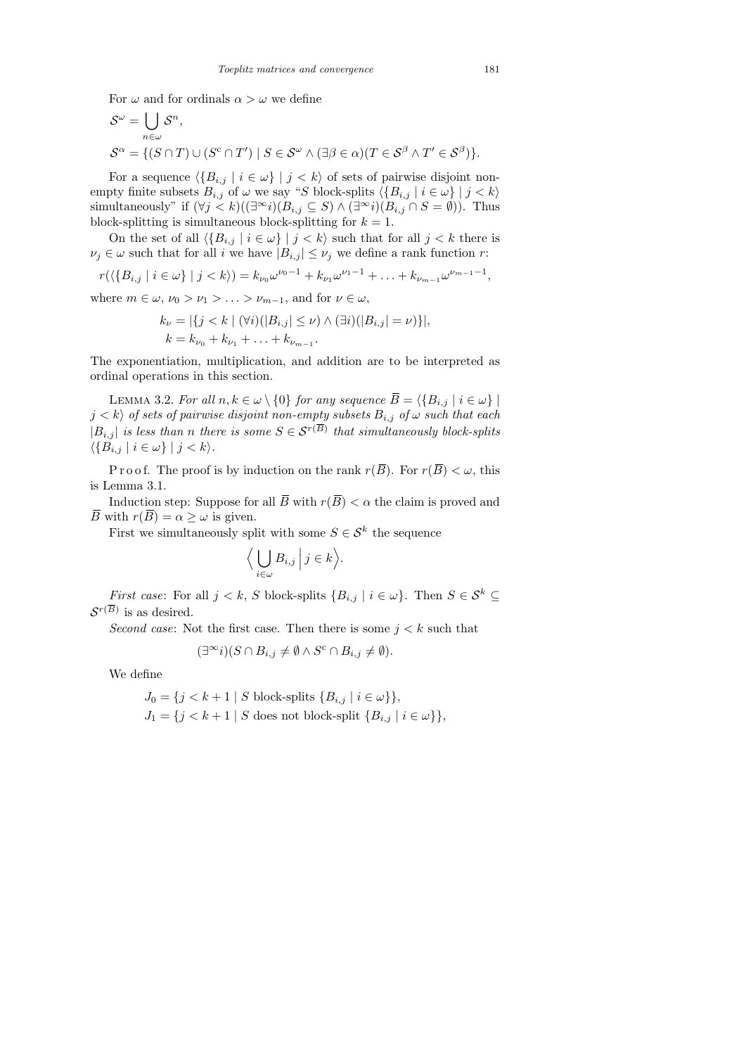For $\omega$ and for ordinals $\alpha > \omega$ we define

$$\mathcal{S}^\omega = \bigcup_{n\in\omega} \mathcal{S}^n,$$

$$\mathcal{S}^\alpha = \{(S \cap T) \cup (S^c \cap T') \mid S \in \mathcal{S}^\omega \wedge (\exists \beta \in \alpha)(T \in \mathcal{S}^\beta \wedge T' \in \mathcal{S}^\beta)\}.$$

For a sequence $\langle \{B_{i,j} \mid i \in \omega\} \mid j < k\rangle$ of sets of pairwise disjoint non-empty finite subsets $B_{i,j}$ of $\omega$ we say "$S$ block-splits $\langle \{B_{i,j} \mid i \in \omega\} \mid j < k\rangle$ simultaneously" if $(\forall j < k)((\exists^\infty i)(B_{i,j} \subseteq S) \wedge (\exists^\infty i)(B_{i,j} \cap S = \emptyset))$. Thus block-splitting is simultaneous block-splitting for $k = 1$.

On the set of all $\langle \{B_{i,j} \mid i \in \omega\} \mid j < k\rangle$ such that for all $j < k$ there is $\nu_j \in \omega$ such that for all $i$ we have $|B_{i,j}| \leq \nu_j$ we define a rank function $r$:

$$r(\langle \{B_{i,j} \mid i \in \omega\} \mid j < k\rangle) = k_{\nu_0}\omega^{\nu_0 - 1} + k_{\nu_1}\omega^{\nu_1 - 1} + \ldots + k_{\nu_{m-1}}\omega^{\nu_{m-1}-1},$$

where $m \in \omega$, $\nu_0 > \nu_1 > \ldots > \nu_{m-1}$, and for $\nu \in \omega$,

$$k_\nu = |\{j < k \mid (\forall i)(|B_{i,j}| \leq \nu) \wedge (\exists i)(|B_{i,j}| = \nu)\}|,$$
$$k = k_{\nu_0} + k_{\nu_1} + \ldots + k_{\nu_{m-1}}.$$

The exponentiation, multiplication, and addition are to be interpreted as ordinal operations in this section.

Lemma 3.2. *For all $n, k \in \omega \setminus \{0\}$ for any sequence $\overline{B} = \langle \{B_{i,j} \mid i \in \omega\} \mid j < k\rangle$ of sets of pairwise disjoint non-empty subsets $B_{i,j}$ of $\omega$ such that each $|B_{i,j}|$ is less than $n$ there is some $S \in \mathcal{S}^{r(\overline{B})}$ that simultaneously block-splits $\langle \{B_{i,j} \mid i \in \omega\} \mid j < k\rangle$.*

Proof. The proof is by induction on the rank $r(\overline{B})$. For $r(\overline{B}) < \omega$, this is Lemma 3.1.

Induction step: Suppose for all $\overline{B}$ with $r(\overline{B}) < \alpha$ the claim is proved and $\overline{B}$ with $r(\overline{B}) = \alpha \geq \omega$ is given.

First we simultaneously split with some $S \in \mathcal{S}^k$ the sequence

$$\Big\langle \bigcup_{i\in\omega} B_{i,j} \,\Big|\, j \in k \Big\rangle.$$

*First case*: For all $j < k$, $S$ block-splits $\{B_{i,j} \mid i \in \omega\}$. Then $S \in \mathcal{S}^k \subseteq \mathcal{S}^{r(\overline{B})}$ is as desired.

*Second case*: Not the first case. Then there is some $j < k$ such that

$$(\exists^\infty i)(S \cap B_{i,j} \neq \emptyset \wedge S^c \cap B_{i,j} \neq \emptyset).$$

We define

$$J_0 = \{j < k + 1 \mid S \text{ block-splits } \{B_{i,j} \mid i \in \omega\}\},$$
$$J_1 = \{j < k + 1 \mid S \text{ does not block-split } \{B_{i,j} \mid i \in \omega\}\},$$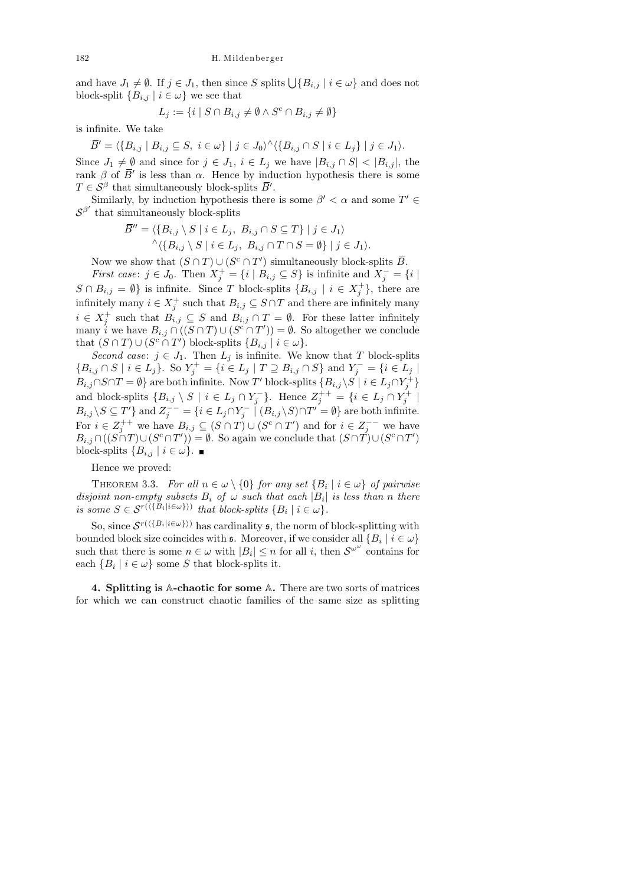and have $J_1 \neq \emptyset$. If $j \in J_1$, then since $S$ splits $\bigcup\{B_{i,j} \mid i \in \omega\}$ and does not block-split $\{B_{i,j} \mid i \in \omega\}$ we see that

$$L_j := \{i \mid S \cap B_{i,j} \neq \emptyset \wedge S^{\mathrm{c}} \cap B_{i,j} \neq \emptyset\}$$

is infinite. We take

$$\overline{B}' = \langle \{B_{i,j} \mid B_{i,j} \subseteq S,\ i \in \omega\} \mid j \in J_0 \rangle^\frown \langle \{B_{i,j} \cap S \mid i \in L_j\} \mid j \in J_1 \rangle.$$

Since $J_1 \neq \emptyset$ and since for $j \in J_1$, $i \in L_j$ we have $|B_{i,j} \cap S| < |B_{i,j}|$, the rank $\beta$ of $\overline{B}'$ is less than $\alpha$. Hence by induction hypothesis there is some $T \in \mathcal{S}^\beta$ that simultaneously block-splits $\overline{B}'$.

Similarly, by induction hypothesis there is some $\beta' < \alpha$ and some $T' \in \mathcal{S}^{\beta'}$ that simultaneously block-splits

$$\begin{aligned}\overline{B}'' = \langle &\{B_{i,j} \setminus S \mid i \in L_j,\ B_{i,j} \cap S \subseteq T\} \mid j \in J_1 \rangle \\ &^\frown \langle \{B_{i,j} \setminus S \mid i \in L_j,\ B_{i,j} \cap T \cap S = \emptyset\} \mid j \in J_1 \rangle.\end{aligned}$$

Now we show that $(S \cap T) \cup (S^{\mathrm{c}} \cap T')$ simultaneously block-splits $\overline{B}$.

*First case*: $j \in J_0$. Then $X_j^+ = \{i \mid B_{i,j} \subseteq S\}$ is infinite and $X_j^- = \{i \mid S \cap B_{i,j} = \emptyset\}$ is infinite. Since $T$ block-splits $\{B_{i,j} \mid i \in X_j^+\}$, there are infinitely many $i \in X_j^+$ such that $B_{i,j} \subseteq S \cap T$ and there are infinitely many $i \in X_j^+$ such that $B_{i,j} \subseteq S$ and $B_{i,j} \cap T = \emptyset$. For these latter infinitely many $i$ we have $B_{i,j} \cap ((S \cap T) \cup (S^{\mathrm{c}} \cap T')) = \emptyset$. So altogether we conclude that $(S \cap T) \cup (S^{\mathrm{c}} \cap T')$ block-splits $\{B_{i,j} \mid i \in \omega\}$.

*Second case*: $j \in J_1$. Then $L_j$ is infinite. We know that $T$ block-splits $\{B_{i,j} \cap S \mid i \in L_j\}$. So $Y_j^+ = \{i \in L_j \mid T \supseteq B_{i,j} \cap S\}$ and $Y_j^- = \{i \in L_j \mid B_{i,j} \cap S \cap T = \emptyset\}$ are both infinite. Now $T'$ block-splits $\{B_{i,j} \setminus S \mid i \in L_j \cap Y_j^+\}$ and block-splits $\{B_{i,j} \setminus S \mid i \in L_j \cap Y_j^-\}$. Hence $Z_j^{++} = \{i \in L_j \cap Y_j^+ \mid B_{i,j} \setminus S \subseteq T'\}$ and $Z_j^{--} = \{i \in L_j \cap Y_j^- \mid (B_{i,j} \setminus S) \cap T' = \emptyset\}$ are both infinite. For $i \in Z_j^{++}$ we have $B_{i,j} \subseteq (S \cap T) \cup (S^{\mathrm{c}} \cap T')$ and for $i \in Z_j^{--}$ we have $B_{i,j} \cap ((S \cap T) \cup (S^{\mathrm{c}} \cap T')) = \emptyset$. So again we conclude that $(S \cap T) \cup (S^{\mathrm{c}} \cap T')$ block-splits $\{B_{i,j} \mid i \in \omega\}$. ∎

Hence we proved:

Theorem 3.3. *For all $n \in \omega \setminus \{0\}$ for any set $\{B_i \mid i \in \omega\}$ of pairwise disjoint non-empty subsets $B_i$ of $\omega$ such that each $|B_i|$ is less than $n$ there is some $S \in \mathcal{S}^{r(\langle \{B_i \mid i \in \omega\} \rangle)}$ that block-splits $\{B_i \mid i \in \omega\}$.*

So, since $\mathcal{S}^{r(\langle \{B_i \mid i \in \omega\} \rangle)}$ has cardinality $\mathfrak{s}$, the norm of block-splitting with bounded block size coincides with $\mathfrak{s}$. Moreover, if we consider all $\{B_i \mid i \in \omega\}$ such that there is some $n \in \omega$ with $|B_i| \leq n$ for all $i$, then $\mathcal{S}^{\omega^\omega}$ contains for each $\{B_i \mid i \in \omega\}$ some $S$ that block-splits it.

**4. Splitting is $\mathbb{A}$-chaotic for some $\mathbb{A}$.** There are two sorts of matrices for which we can construct chaotic families of the same size as splitting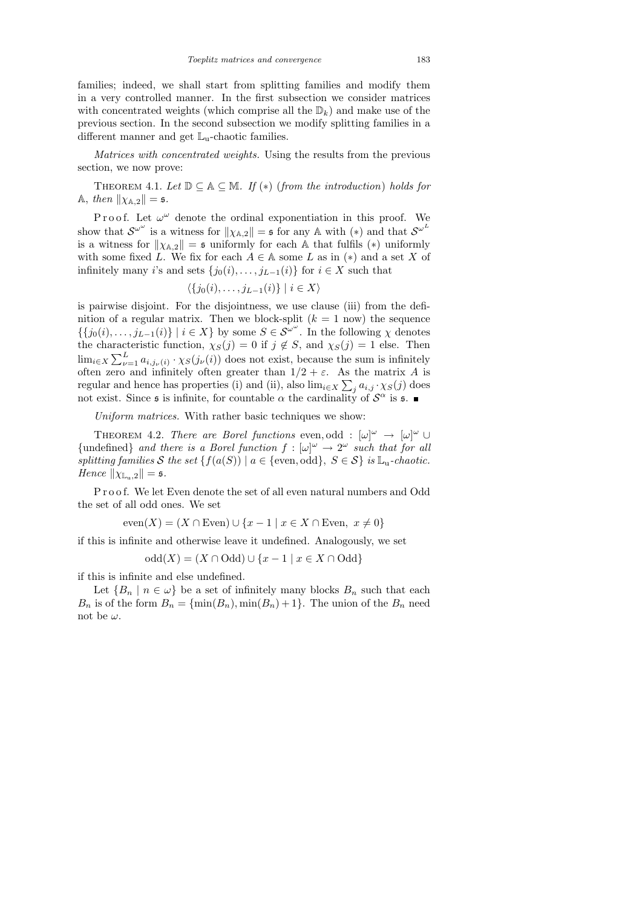families; indeed, we shall start from splitting families and modify them in a very controlled manner. In the first subsection we consider matrices with concentrated weights (which comprise all the $\mathbb{D}_k$) and make use of the previous section. In the second subsection we modify splitting families in a different manner and get $\mathbb{L}_{\mathrm{u}}$-chaotic families.

*Matrices with concentrated weights.* Using the results from the previous section, we now prove:

Theorem 4.1. *Let $\mathbb{D} \subseteq \mathbb{A} \subseteq \mathbb{M}$. If* $(*)$ (*from the introduction*) *holds for $\mathbb{A}$, then $\|\chi_{\mathbb{A},2}\| = \mathfrak{s}$.*

Proof. Let $\omega^\omega$ denote the ordinal exponentiation in this proof. We show that $\mathcal{S}^{\omega^\omega}$ is a witness for $\|\chi_{\mathbb{A},2}\| = \mathfrak{s}$ for any $\mathbb{A}$ with $(*)$ and that $\mathcal{S}^{\omega^L}$ is a witness for $\|\chi_{\mathbb{A},2}\| = \mathfrak{s}$ uniformly for each $\mathbb{A}$ that fulfils $(*)$ uniformly with some fixed $L$. We fix for each $A \in \mathbb{A}$ some $L$ as in $(*)$ and a set $X$ of infinitely many $i$'s and sets $\{j_0(i), \dots, j_{L-1}(i)\}$ for $i \in X$ such that

$$\langle \{j_0(i), \dots, j_{L-1}(i)\} \mid i \in X \rangle$$

is pairwise disjoint. For the disjointness, we use clause (iii) from the definition of a regular matrix. Then we block-split ($k = 1$ now) the sequence $\{\{j_0(i), \dots, j_{L-1}(i)\} \mid i \in X\}$ by some $S \in \mathcal{S}^{\omega^\omega}$. In the following $\chi$ denotes the characteristic function, $\chi_S(j) = 0$ if $j \notin S$, and $\chi_S(j) = 1$ else. Then $\lim_{i \in X} \sum_{\nu=1}^{L} a_{i,j_\nu(i)} \cdot \chi_S(j_\nu(i))$ does not exist, because the sum is infinitely often zero and infinitely often greater than $1/2 + \varepsilon$. As the matrix $A$ is regular and hence has properties (i) and (ii), also $\lim_{i \in X} \sum_j a_{i,j} \cdot \chi_S(j)$ does not exist. Since $\mathfrak{s}$ is infinite, for countable $\alpha$ the cardinality of $\mathcal{S}^\alpha$ is $\mathfrak{s}$. ∎

*Uniform matrices.* With rather basic techniques we show:

Theorem 4.2. *There are Borel functions* even, odd : $[\omega]^\omega \to [\omega]^\omega \cup \{\text{undefined}\}$ *and there is a Borel function $f : [\omega]^\omega \to 2^\omega$ such that for all splitting families $\mathcal{S}$ the set $\{f(a(S)) \mid a \in \{\text{even}, \text{odd}\},\ S \in \mathcal{S}\}$ is $\mathbb{L}_{\mathrm{u}}$-chaotic. Hence $\|\chi_{\mathbb{L}_{\mathrm{u}},2}\| = \mathfrak{s}$.*

Proof. We let Even denote the set of all even natural numbers and Odd the set of all odd ones. We set

$$\text{even}(X) = (X \cap \text{Even}) \cup \{x - 1 \mid x \in X \cap \text{Even},\ x \neq 0\}$$

if this is infinite and otherwise leave it undefined. Analogously, we set

$$\text{odd}(X) = (X \cap \text{Odd}) \cup \{x - 1 \mid x \in X \cap \text{Odd}\}$$

if this is infinite and else undefined.

Let $\{B_n \mid n \in \omega\}$ be a set of infinitely many blocks $B_n$ such that each $B_n$ is of the form $B_n = \{\min(B_n), \min(B_n) + 1\}$. The union of the $B_n$ need not be $\omega$.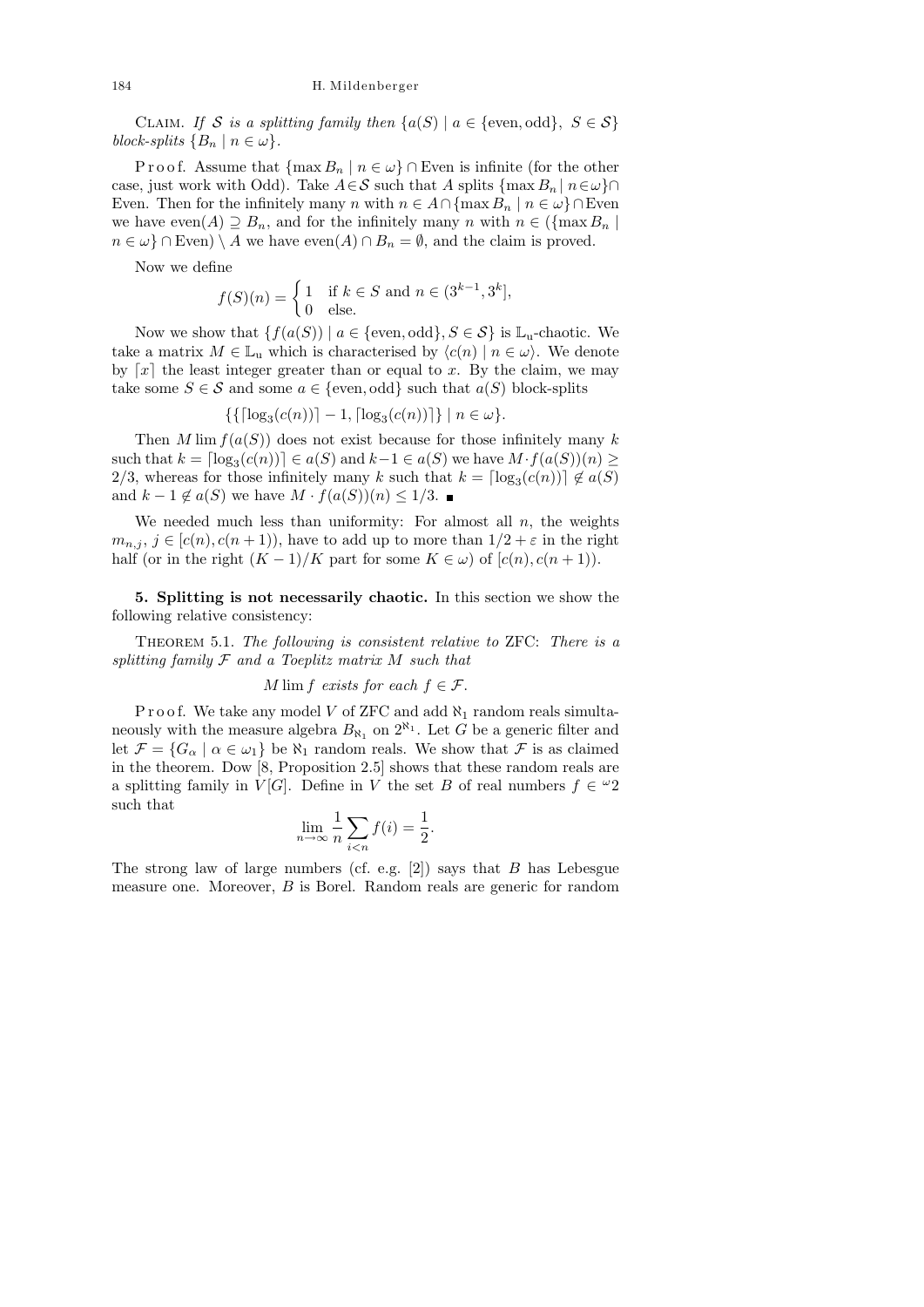Claim. *If $\mathcal{S}$ is a splitting family then $\{a(S) \mid a \in \{\text{even}, \text{odd}\},\ S \in \mathcal{S}\}$ block-splits $\{B_n \mid n \in \omega\}$.*

Proof. Assume that $\{\max B_n \mid n \in \omega\} \cap \text{Even}$ is infinite (for the other case, just work with Odd). Take $A \in \mathcal{S}$ such that $A$ splits $\{\max B_n \mid n \in \omega\} \cap \text{Even}$. Then for the infinitely many $n$ with $n \in A \cap \{\max B_n \mid n \in \omega\} \cap \text{Even}$ we have $\text{even}(A) \supseteq B_n$, and for the infinitely many $n$ with $n \in (\{\max B_n \mid n \in \omega\} \cap \text{Even}) \setminus A$ we have $\text{even}(A) \cap B_n = \emptyset$, and the claim is proved.

Now we define

$$f(S)(n) = \begin{cases} 1 & \text{if } k \in S \text{ and } n \in (3^{k-1}, 3^k], \\ 0 & \text{else.} \end{cases}$$

Now we show that $\{f(a(S)) \mid a \in \{\text{even}, \text{odd}\}, S \in \mathcal{S}\}$ is $\mathbb{L}_\text{u}$-chaotic. We take a matrix $M \in \mathbb{L}_\text{u}$ which is characterised by $\langle c(n) \mid n \in \omega\rangle$. We denote by $\lceil x \rceil$ the least integer greater than or equal to $x$. By the claim, we may take some $S \in \mathcal{S}$ and some $a \in \{\text{even}, \text{odd}\}$ such that $a(S)$ block-splits

$$\{\{\lceil \log_3(c(n)) \rceil - 1, \lceil \log_3(c(n)) \rceil\} \mid n \in \omega\}.$$

Then $M \lim f(a(S))$ does not exist because for those infinitely many $k$ such that $k = \lceil \log_3(c(n)) \rceil \in a(S)$ and $k-1 \in a(S)$ we have $M \cdot f(a(S))(n) \geq 2/3$, whereas for those infinitely many $k$ such that $k = \lceil \log_3(c(n)) \rceil \notin a(S)$ and $k - 1 \notin a(S)$ we have $M \cdot f(a(S))(n) \leq 1/3$. ∎

We needed much less than uniformity: For almost all $n$, the weights $m_{n,j}$, $j \in [c(n), c(n+1))$, have to add up to more than $1/2 + \varepsilon$ in the right half (or in the right $(K-1)/K$ part for some $K \in \omega$) of $[c(n), c(n+1))$.

## 5. Splitting is not necessarily chaotic.

In this section we show the following relative consistency:

Theorem 5.1. *The following is consistent relative to* ZFC: *There is a splitting family $\mathcal{F}$ and a Toeplitz matrix $M$ such that*

$$M \lim f \text{ exists for each } f \in \mathcal{F}.$$

Proof. We take any model $V$ of ZFC and add $\aleph_1$ random reals simultaneously with the measure algebra $B_{\aleph_1}$ on $2^{\aleph_1}$. Let $G$ be a generic filter and let $\mathcal{F} = \{G_\alpha \mid \alpha \in \omega_1\}$ be $\aleph_1$ random reals. We show that $\mathcal{F}$ is as claimed in the theorem. Dow [8, Proposition 2.5] shows that these random reals are a splitting family in $V[G]$. Define in $V$ the set $B$ of real numbers $f \in {}^\omega 2$ such that

$$\lim_{n\to\infty} \frac{1}{n} \sum_{i<n} f(i) = \frac{1}{2}.$$

The strong law of large numbers (cf. e.g. [2]) says that $B$ has Lebesgue measure one. Moreover, $B$ is Borel. Random reals are generic for random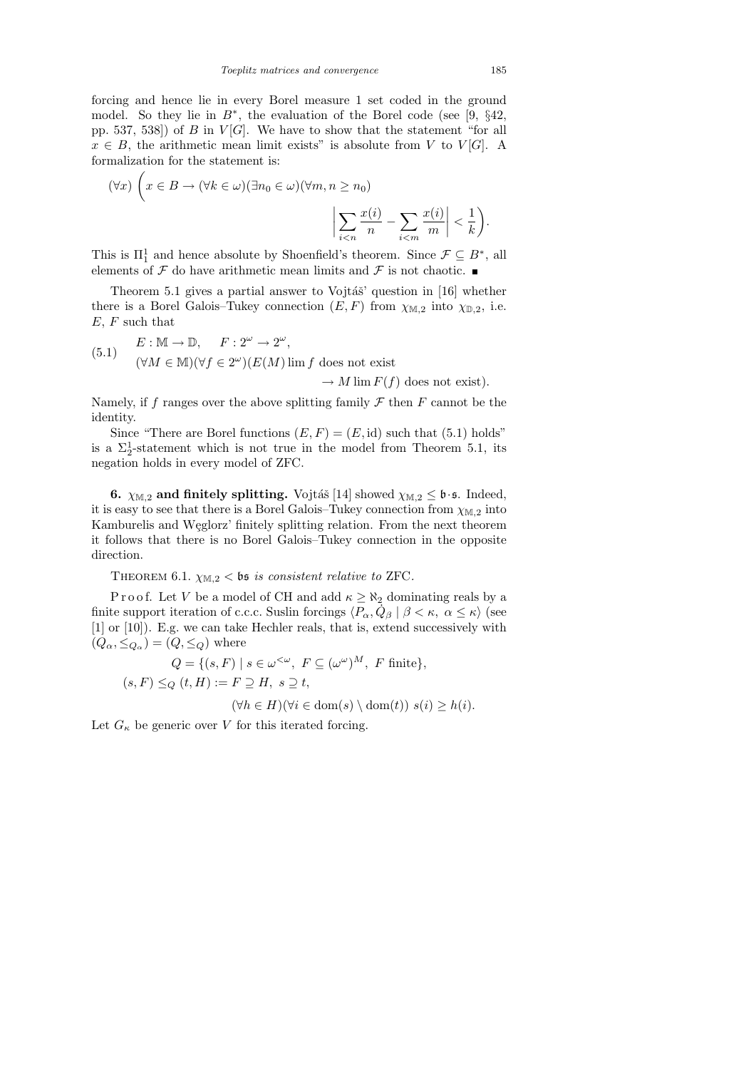forcing and hence lie in every Borel measure 1 set coded in the ground model. So they lie in $B^*$, the evaluation of the Borel code (see [9, §42, pp. 537, 538]) of $B$ in $V[G]$. We have to show that the statement "for all $x \in B$, the arithmetic mean limit exists" is absolute from $V$ to $V[G]$. A formalization for the statement is:

$$(\forall x) \left( x \in B \to (\forall k \in \omega)(\exists n_0 \in \omega)(\forall m, n \geq n_0) \left| \sum_{i<n} \frac{x(i)}{n} - \sum_{i<m} \frac{x(i)}{m} \right| < \frac{1}{k} \right).$$

This is $\Pi^1_1$ and hence absolute by Shoenfield's theorem. Since $\mathcal{F} \subseteq B^*$, all elements of $\mathcal{F}$ do have arithmetic mean limits and $\mathcal{F}$ is not chaotic. ∎

Theorem 5.1 gives a partial answer to Vojtáš' question in [16] whether there is a Borel Galois–Tukey connection $(E, F)$ from $\chi_{\mathbb{M},2}$ into $\chi_{\mathbb{D},2}$, i.e. $E$, $F$ such that

$$\begin{aligned} &E : \mathbb{M} \to \mathbb{D}, \quad F : 2^\omega \to 2^\omega, \\ &(\forall M \in \mathbb{M})(\forall f \in 2^\omega)(E(M) \lim f \text{ does not exist} \\ &\qquad\qquad \to M \lim F(f) \text{ does not exist}). \end{aligned} \tag{5.1}$$

Namely, if $f$ ranges over the above splitting family $\mathcal{F}$ then $F$ cannot be the identity.

Since "There are Borel functions $(E, F) = (E, \mathrm{id})$ such that (5.1) holds" is a $\Sigma^1_2$-statement which is not true in the model from Theorem 5.1, its negation holds in every model of ZFC.

**6. $\chi_{\mathbb{M},2}$ and finitely splitting.** Vojtáš [14] showed $\chi_{\mathbb{M},2} \leq \mathfrak{b} \cdot \mathfrak{s}$. Indeed, it is easy to see that there is a Borel Galois–Tukey connection from $\chi_{\mathbb{M},2}$ into Kamburelis and Węglorz' finitely splitting relation. From the next theorem it follows that there is no Borel Galois–Tukey connection in the opposite direction.

Theorem 6.1. *$\chi_{\mathbb{M},2} < \mathfrak{bs}$ is consistent relative to* ZFC.

Proof. Let $V$ be a model of CH and add $\kappa \geq \aleph_2$ dominating reals by a finite support iteration of c.c.c. Suslin forcings $\langle P_\alpha, \dot{Q}_\beta \mid \beta < \kappa,\ \alpha \leq \kappa \rangle$ (see [1] or [10]). E.g. we can take Hechler reals, that is, extend successively with $(Q_\alpha, \leq_{Q_\alpha}) = (Q, \leq_Q)$ where

$$Q = \{(s, F) \mid s \in \omega^{<\omega},\ F \subseteq (\omega^\omega)^M,\ F \text{ finite}\},$$

$$(s, F) \leq_Q (t, H) := F \supseteq H,\ s \supseteq t,$$
$$(\forall h \in H)(\forall i \in \mathrm{dom}(s) \setminus \mathrm{dom}(t))\ s(i) \geq h(i).$$

Let $G_\kappa$ be generic over $V$ for this iterated forcing.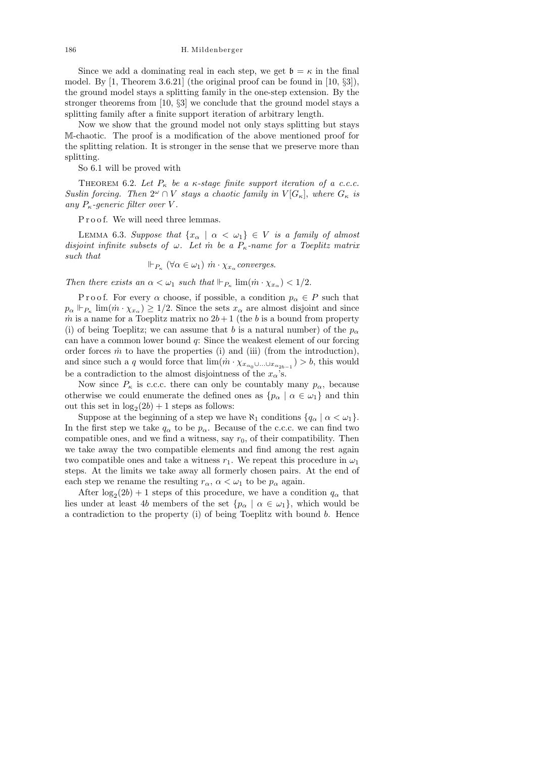Since we add a dominating real in each step, we get $\mathfrak{b} = \kappa$ in the final model. By [1, Theorem 3.6.21] (the original proof can be found in [10, §3]), the ground model stays a splitting family in the one-step extension. By the stronger theorems from [10, §3] we conclude that the ground model stays a splitting family after a finite support iteration of arbitrary length.

Now we show that the ground model not only stays splitting but stays $\mathbb{M}$-chaotic. The proof is a modification of the above mentioned proof for the splitting relation. It is stronger in the sense that we preserve more than splitting.

So 6.1 will be proved with

Theorem 6.2. *Let $P_\kappa$ be a $\kappa$-stage finite support iteration of a c.c.c. Suslin forcing. Then $2^\omega \cap V$ stays a chaotic family in $V[G_\kappa]$, where $G_\kappa$ is any $P_\kappa$-generic filter over $V$.*

Proof. We will need three lemmas.

Lemma 6.3. *Suppose that $\{x_\alpha \mid \alpha < \omega_1\} \in V$ is a family of almost disjoint infinite subsets of $\omega$. Let $\dot{m}$ be a $P_\kappa$-name for a Toeplitz matrix such that*

$$\Vdash_{P_\kappa} (\forall \alpha \in \omega_1)\ \dot{m} \cdot \chi_{x_\alpha} \text{ converges.}$$

*Then there exists an $\alpha < \omega_1$ such that $\Vdash_{P_\kappa} \lim(\dot{m} \cdot \chi_{x_\alpha}) < 1/2$.*

Proof. For every $\alpha$ choose, if possible, a condition $p_\alpha \in P$ such that $p_\alpha \Vdash_{P_\kappa} \lim(\dot{m} \cdot \chi_{x_\alpha}) \geq 1/2$. Since the sets $x_\alpha$ are almost disjoint and since $\dot{m}$ is a name for a Toeplitz matrix no $2b+1$ (the $b$ is a bound from property (i) of being Toeplitz; we can assume that $b$ is a natural number) of the $p_\alpha$ can have a common lower bound $q$: Since the weakest element of our forcing order forces $\dot{m}$ to have the properties (i) and (iii) (from the introduction), and since such a $q$ would force that $\lim(\dot{m} \cdot \chi_{x_{\alpha_0} \cup \ldots \cup x_{\alpha_{2b-1}}}) > b$, this would be a contradiction to the almost disjointness of the $x_\alpha$'s.

Now since $P_\kappa$ is c.c.c. there can only be countably many $p_\alpha$, because otherwise we could enumerate the defined ones as $\{p_\alpha \mid \alpha \in \omega_1\}$ and thin out this set in $\log_2(2b) + 1$ steps as follows:

Suppose at the beginning of a step we have $\aleph_1$ conditions $\{q_\alpha \mid \alpha < \omega_1\}$. In the first step we take $q_\alpha$ to be $p_\alpha$. Because of the c.c.c. we can find two compatible ones, and we find a witness, say $r_0$, of their compatibility. Then we take away the two compatible elements and find among the rest again two compatible ones and take a witness $r_1$. We repeat this procedure in $\omega_1$ steps. At the limits we take away all formerly chosen pairs. At the end of each step we rename the resulting $r_\alpha$, $\alpha < \omega_1$ to be $p_\alpha$ again.

After $\log_2(2b) + 1$ steps of this procedure, we have a condition $q_\alpha$ that lies under at least $4b$ members of the set $\{p_\alpha \mid \alpha \in \omega_1\}$, which would be a contradiction to the property (i) of being Toeplitz with bound $b$. Hence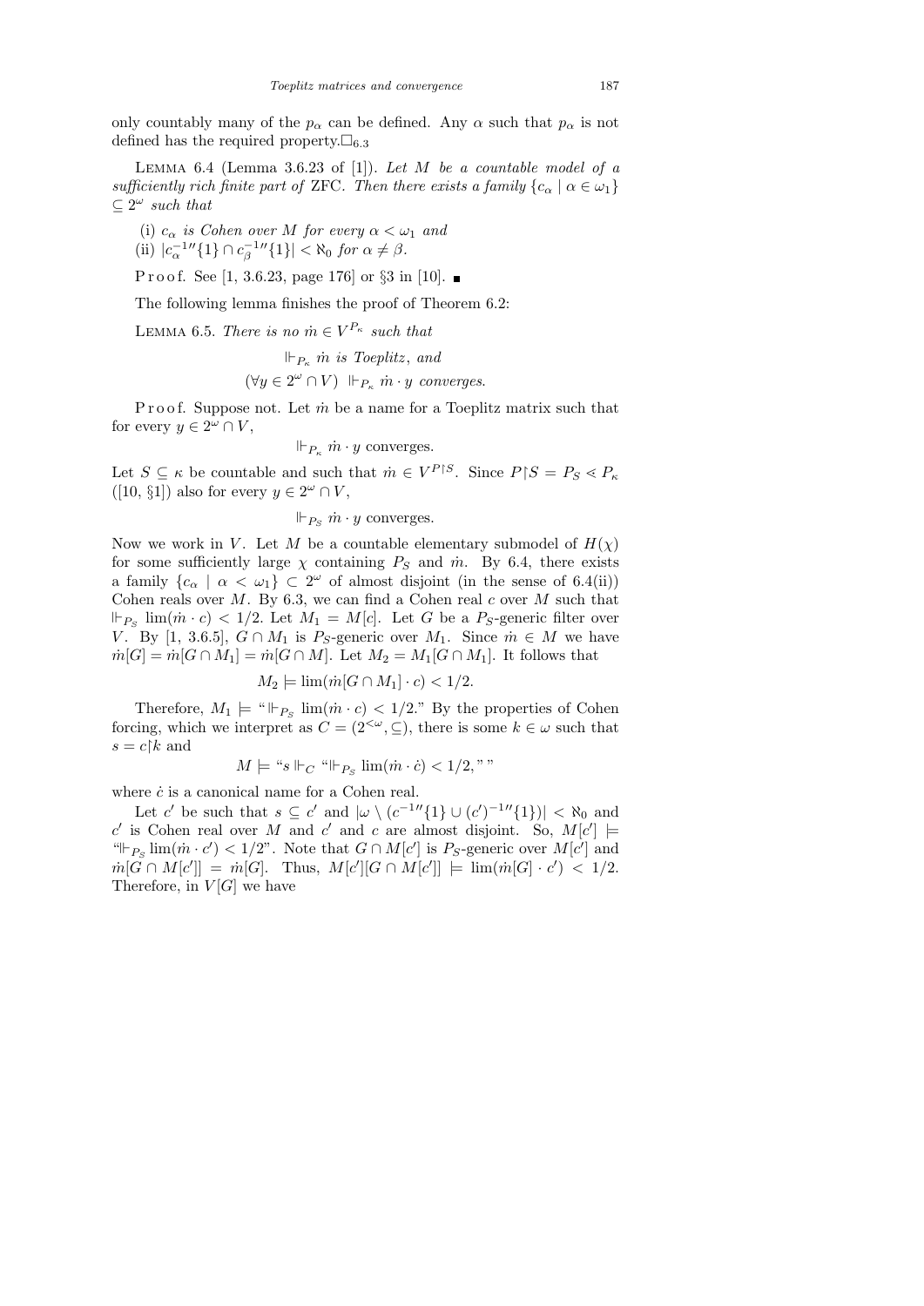only countably many of the $p_\alpha$ can be defined. Any $\alpha$ such that $p_\alpha$ is not defined has the required property.$\square_{6.3}$

LEMMA 6.4 (Lemma 3.6.23 of [1]). *Let $M$ be a countable model of a sufficiently rich finite part of* ZFC. *Then there exists a family $\{c_\alpha \mid \alpha \in \omega_1\} \subseteq 2^\omega$ such that*

(i) *$c_\alpha$ is Cohen over $M$ for every $\alpha < \omega_1$ and*
(ii) *$|c_\alpha^{-1\prime\prime}\{1\} \cap c_\beta^{-1\prime\prime}\{1\}| < \aleph_0$ for $\alpha \neq \beta$.*

Proof. See [1, 3.6.23, page 176] or §3 in [10]. ∎

The following lemma finishes the proof of Theorem 6.2:

LEMMA 6.5. *There is no $\dot m \in V^{P_\kappa}$ such that*

$$\Vdash_{P_\kappa} \dot m \text{ is Toeplitz, and}$$
$$(\forall y \in 2^\omega \cap V) \Vdash_{P_\kappa} \dot m \cdot y \text{ converges.}$$

Proof. Suppose not. Let $\dot m$ be a name for a Toeplitz matrix such that for every $y \in 2^\omega \cap V$,

$$\Vdash_{P_\kappa} \dot m \cdot y \text{ converges.}$$

Let $S \subseteq \kappa$ be countable and such that $\dot m \in V^{P\restriction S}$. Since $P\restriction S = P_S \lessdot P_\kappa$ ([10, §1]) also for every $y \in 2^\omega \cap V$,

$$\Vdash_{P_S} \dot m \cdot y \text{ converges.}$$

Now we work in $V$. Let $M$ be a countable elementary submodel of $H(\chi)$ for some sufficiently large $\chi$ containing $P_S$ and $\dot m$. By 6.4, there exists a family $\{c_\alpha \mid \alpha < \omega_1\} \subset 2^\omega$ of almost disjoint (in the sense of 6.4(ii)) Cohen reals over $M$. By 6.3, we can find a Cohen real $c$ over $M$ such that $\Vdash_{P_S} \lim(\dot m \cdot c) < 1/2$. Let $M_1 = M[c]$. Let $G$ be a $P_S$-generic filter over $V$. By [1, 3.6.5], $G \cap M_1$ is $P_S$-generic over $M_1$. Since $\dot m \in M$ we have $\dot m[G] = \dot m[G \cap M_1] = \dot m[G \cap M]$. Let $M_2 = M_1[G \cap M_1]$. It follows that

$$M_2 \models \lim(\dot m[G \cap M_1] \cdot c) < 1/2.$$

Therefore, $M_1 \models$ "$\Vdash_{P_S} \lim(\dot m \cdot c) < 1/2$." By the properties of Cohen forcing, which we interpret as $C = (2^{<\omega}, \subseteq)$, there is some $k \in \omega$ such that $s = c\restriction k$ and

$$M \models \text{“}s \Vdash_C \text{“}\Vdash_{P_S} \lim(\dot m \cdot \dot c) < 1/2,\text{”}\text{”}$$

where $\dot c$ is a canonical name for a Cohen real.

Let $c'$ be such that $s \subseteq c'$ and $|\omega \setminus (c^{-1\prime\prime}\{1\} \cup (c')^{-1\prime\prime}\{1\})| < \aleph_0$ and $c'$ is Cohen real over $M$ and $c'$ and $c$ are almost disjoint. So, $M[c'] \models$ "$\Vdash_{P_S} \lim(\dot m \cdot c') < 1/2$". Note that $G \cap M[c']$ is $P_S$-generic over $M[c']$ and $\dot m[G \cap M[c']] = \dot m[G]$. Thus, $M[c'][G \cap M[c']] \models \lim(\dot m[G] \cdot c') < 1/2$. Therefore, in $V[G]$ we have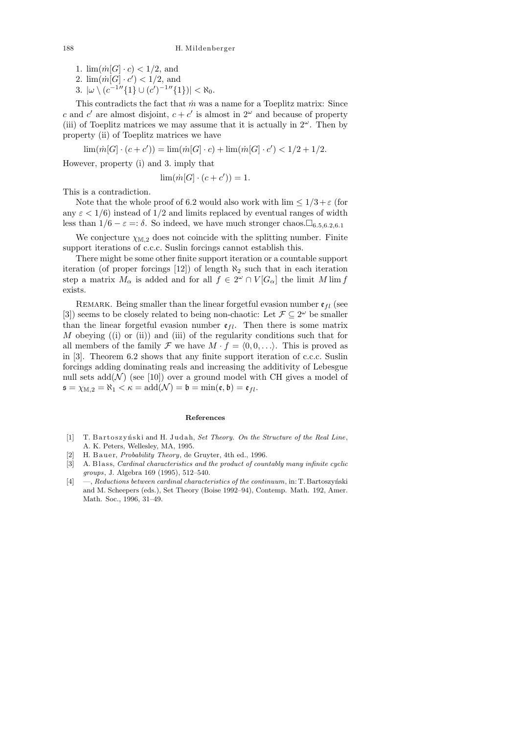1. $\lim(\dot{m}[G] \cdot c) < 1/2$, and
2. $\lim(\dot{m}[G] \cdot c') < 1/2$, and
3. $|\omega \setminus (c^{-1\prime\prime}\{1\} \cup (c')^{-1\prime\prime}\{1\})| < \aleph_0$.

This contradicts the fact that $\dot{m}$ was a name for a Toeplitz matrix: Since $c$ and $c'$ are almost disjoint, $c + c'$ is almost in $2^\omega$ and because of property (iii) of Toeplitz matrices we may assume that it is actually in $2^\omega$. Then by property (ii) of Toeplitz matrices we have

$$\lim(\dot{m}[G] \cdot (c + c')) = \lim(\dot{m}[G] \cdot c) + \lim(\dot{m}[G] \cdot c') < 1/2 + 1/2.$$

However, property (i) and 3. imply that

$$\lim(\dot{m}[G] \cdot (c + c')) = 1.$$

This is a contradiction.

Note that the whole proof of 6.2 would also work with $\lim \leq 1/3 + \varepsilon$ (for any $\varepsilon < 1/6$) instead of $1/2$ and limits replaced by eventual ranges of width less than $1/6 - \varepsilon =: \delta$. So indeed, we have much stronger chaos. $\square_{6.5,6.2,6.1}$

We conjecture $\chi_{\mathbb{M},2}$ does not coincide with the splitting number. Finite support iterations of c.c.c. Suslin forcings cannot establish this.

There might be some other finite support iteration or a countable support iteration (of proper forcings [12]) of length $\aleph_2$ such that in each iteration step a matrix $M_\alpha$ is added and for all $f \in 2^\omega \cap V[G_\alpha]$ the limit $M \lim f$ exists.

Remark. Being smaller than the linear forgetful evasion number $\mathfrak{e}_{fl}$ (see [3]) seems to be closely related to being non-chaotic: Let $\mathcal{F} \subseteq 2^\omega$ be smaller than the linear forgetful evasion number $\mathfrak{e}_{fl}$. Then there is some matrix $M$ obeying ((i) or (ii)) and (iii) of the regularity conditions such that for all members of the family $\mathcal{F}$ we have $M \cdot f = \langle 0, 0, \ldots \rangle$. This is proved as in [3]. Theorem 6.2 shows that any finite support iteration of c.c.c. Suslin forcings adding dominating reals and increasing the additivity of Lebesgue null sets $\mathrm{add}(\mathcal{N})$ (see [10]) over a ground model with CH gives a model of $\mathfrak{s} = \chi_{\mathbb{M},2} = \aleph_1 < \kappa = \mathrm{add}(\mathcal{N}) = \mathfrak{b} = \min(\mathfrak{e}, \mathfrak{b}) = \mathfrak{e}_{fl}$.

## References

[1] T. Bartoszyński and H. Judah, *Set Theory. On the Structure of the Real Line*, A. K. Peters, Wellesley, MA, 1995.

[2] H. Bauer, *Probability Theory*, de Gruyter, 4th ed., 1996.

[3] A. Blass, *Cardinal characteristics and the product of countably many infinite cyclic groups*, J. Algebra 169 (1995), 512–540.

[4] —, *Reductions between cardinal characteristics of the continuum*, in: T. Bartoszyński and M. Scheepers (eds.), Set Theory (Boise 1992–94), Contemp. Math. 192, Amer. Math. Soc., 1996, 31–49.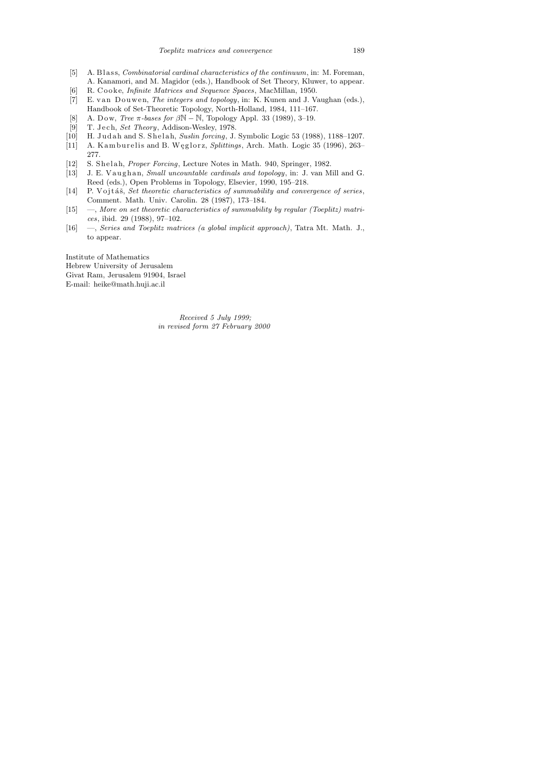[5] A. Blass, *Combinatorial cardinal characteristics of the continuum*, in: M. Foreman, A. Kanamori, and M. Magidor (eds.), Handbook of Set Theory, Kluwer, to appear.

[6] R. Cooke, *Infinite Matrices and Sequence Spaces*, MacMillan, 1950.

[7] E. van Douwen, *The integers and topology*, in: K. Kunen and J. Vaughan (eds.), Handbook of Set-Theoretic Topology, North-Holland, 1984, 111–167.

[8] A. Dow, *Tree $\pi$-bases for $\beta\mathbb{N} - \mathbb{N}$*, Topology Appl. 33 (1989), 3–19.

[9] T. Jech, *Set Theory*, Addison-Wesley, 1978.

[10] H. Judah and S. Shelah, *Suslin forcing*, J. Symbolic Logic 53 (1988), 1188–1207.

[11] A. Kamburelis and B. Węglorz, *Splittings*, Arch. Math. Logic 35 (1996), 263–277.

[12] S. Shelah, *Proper Forcing*, Lecture Notes in Math. 940, Springer, 1982.

[13] J. E. Vaughan, *Small uncountable cardinals and topology*, in: J. van Mill and G. Reed (eds.), Open Problems in Topology, Elsevier, 1990, 195–218.

[14] P. Vojtáš, *Set theoretic characteristics of summability and convergence of series*, Comment. Math. Univ. Carolin. 28 (1987), 173–184.

[15] —, *More on set theoretic characteristics of summability by regular (Toeplitz) matrices*, ibid. 29 (1988), 97–102.

[16] —, *Series and Toeplitz matrices (a global implicit approach)*, Tatra Mt. Math. J., to appear.

Institute of Mathematics
Hebrew University of Jerusalem
Givat Ram, Jerusalem 91904, Israel
E-mail: heike@math.huji.ac.il

*Received 5 July 1999;*
*in revised form 27 February 2000*